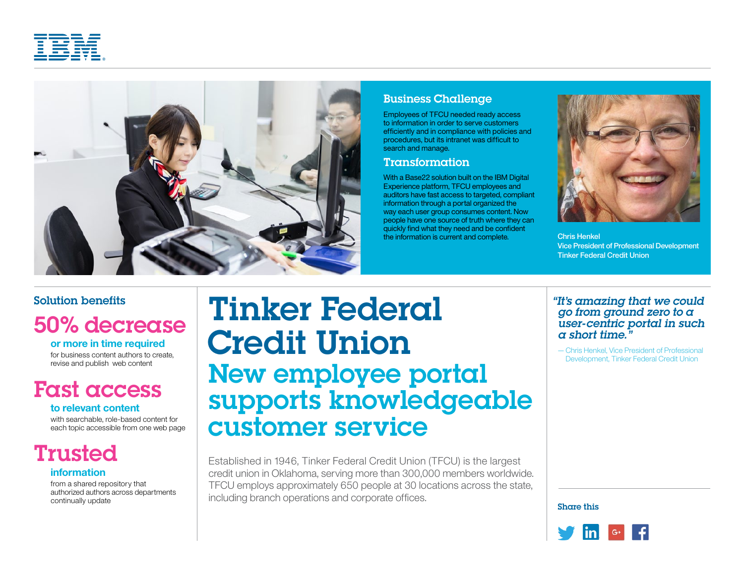# Tinker Federal Credit Union

## New employee portal supports knowledgeable customer service

Established in 1946, Tinker Federal Credit Union (TFCU) is the largest credit union in Oklahoma, serving more than 300,000 members worldwide. TFCU employs approximately 650 people at 30 locations across the state, including branch operations and corporate offices.

### Business Challenge

Employees of TFCU needed ready access to information in order to serve customers efficiently and in compliance with policies and procedures, but its intranet was difficult to search and manage.

### Transformation

With a Base22 solution built on the IBM Digital Experience platform, TFCU employees and auditors have fast access to targeted, compliant information through a portal organized the way each user group consumes content. Now people have one source of truth where they can quickly find what they need and be confident the information is current and complete.

Chris Henkel
Vice President of Professional Development
Tinker Federal Credit Union

### Solution benefits

**50% decrease**
**or more in time required**
for business content authors to create, revise and publish web content

**Fast access**
**to relevant content**
with searchable, role-based content for each topic accessible from one web page

**Trusted**
**information**
from a shared repository that authorized authors across departments continually update

*"It's amazing that we could go from ground zero to a user-centric portal in such a short time."*

— Chris Henkel, Vice President of Professional Development, Tinker Federal Credit Union

Share this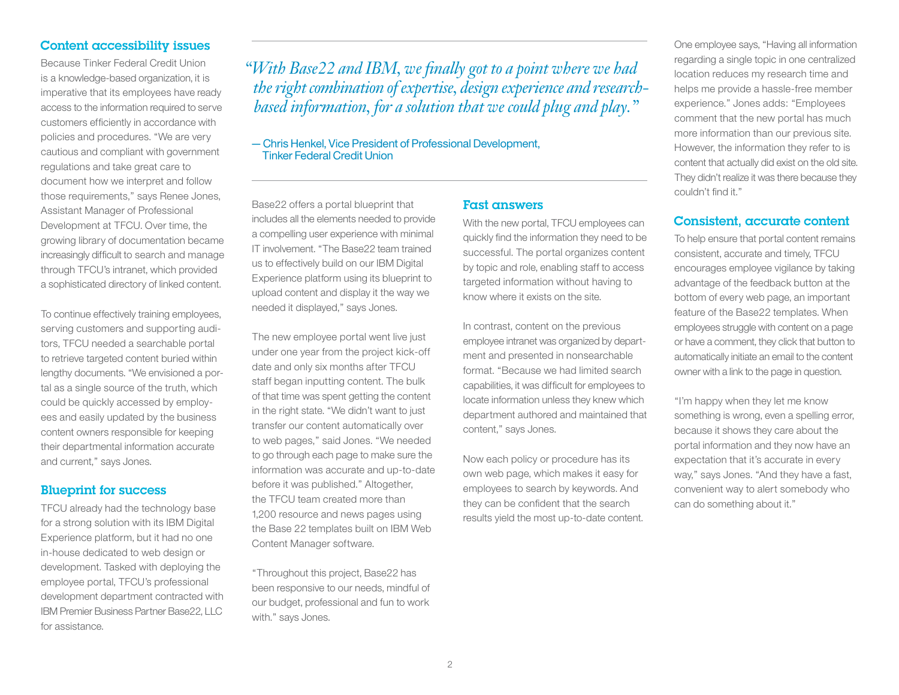## Content accessibility issues

Because Tinker Federal Credit Union is a knowledge-based organization, it is imperative that its employees have ready access to the information required to serve customers efficiently in accordance with policies and procedures. "We are very cautious and compliant with government regulations and take great care to document how we interpret and follow those requirements," says Renee Jones, Assistant Manager of Professional Development at TFCU. Over time, the growing library of documentation became increasingly difficult to search and manage through TFCU's intranet, which provided a sophisticated directory of linked content.

To continue effectively training employees, serving customers and supporting auditors, TFCU needed a searchable portal to retrieve targeted content buried within lengthy documents. "We envisioned a portal as a single source of the truth, which could be quickly accessed by employees and easily updated by the business content owners responsible for keeping their departmental information accurate and current," says Jones.

## Blueprint for success

TFCU already had the technology base for a strong solution with its IBM Digital Experience platform, but it had no one in-house dedicated to web design or development. Tasked with deploying the employee portal, TFCU's professional development department contracted with IBM Premier Business Partner Base22, LLC for assistance.

> *"With Base22 and IBM, we finally got to a point where we had the right combination of expertise, design experience and research-based information, for a solution that we could plug and play."*
>
> — Chris Henkel, Vice President of Professional Development, Tinker Federal Credit Union

Base22 offers a portal blueprint that includes all the elements needed to provide a compelling user experience with minimal IT involvement. "The Base22 team trained us to effectively build on our IBM Digital Experience platform using its blueprint to upload content and display it the way we needed it displayed," says Jones.

The new employee portal went live just under one year from the project kick-off date and only six months after TFCU staff began inputting content. The bulk of that time was spent getting the content in the right state. "We didn't want to just transfer our content automatically over to web pages," said Jones. "We needed to go through each page to make sure the information was accurate and up-to-date before it was published." Altogether, the TFCU team created more than 1,200 resource and news pages using the Base 22 templates built on IBM Web Content Manager software.

"Throughout this project, Base22 has been responsive to our needs, mindful of our budget, professional and fun to work with." says Jones.

## Fast answers

With the new portal, TFCU employees can quickly find the information they need to be successful. The portal organizes content by topic and role, enabling staff to access targeted information without having to know where it exists on the site.

In contrast, content on the previous employee intranet was organized by department and presented in nonsearchable format. "Because we had limited search capabilities, it was difficult for employees to locate information unless they knew which department authored and maintained that content," says Jones.

Now each policy or procedure has its own web page, which makes it easy for employees to search by keywords. And they can be confident that the search results yield the most up-to-date content.

One employee says, "Having all information regarding a single topic in one centralized location reduces my research time and helps me provide a hassle-free member experience." Jones adds: "Employees comment that the new portal has much more information than our previous site. However, the information they refer to is content that actually did exist on the old site. They didn't realize it was there because they couldn't find it."

## Consistent, accurate content

To help ensure that portal content remains consistent, accurate and timely, TFCU encourages employee vigilance by taking advantage of the feedback button at the bottom of every web page, an important feature of the Base22 templates. When employees struggle with content on a page or have a comment, they click that button to automatically initiate an email to the content owner with a link to the page in question.

"I'm happy when they let me know something is wrong, even a spelling error, because it shows they care about the portal information and they now have an expectation that it's accurate in every way," says Jones. "And they have a fast, convenient way to alert somebody who can do something about it."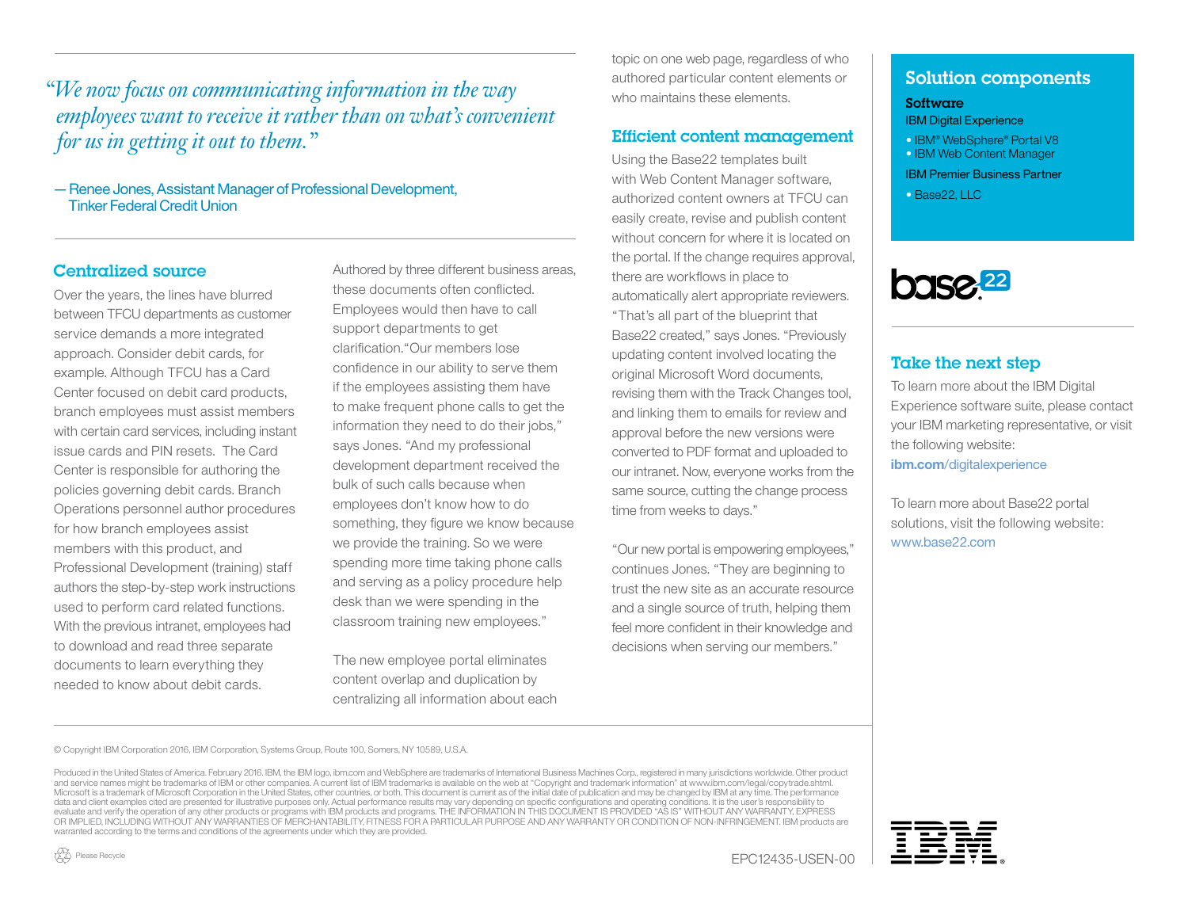*"We now focus on communicating information in the way employees want to receive it rather than on what's convenient for us in getting it out to them."*

— Renee Jones, Assistant Manager of Professional Development, Tinker Federal Credit Union

## Centralized source

Over the years, the lines have blurred between TFCU departments as customer service demands a more integrated approach. Consider debit cards, for example. Although TFCU has a Card Center focused on debit card products, branch employees must assist members with certain card services, including instant issue cards and PIN resets. The Card Center is responsible for authoring the policies governing debit cards. Branch Operations personnel author procedures for how branch employees assist members with this product, and Professional Development (training) staff authors the step-by-step work instructions used to perform card related functions. With the previous intranet, employees had to download and read three separate documents to learn everything they needed to know about debit cards.

Authored by three different business areas, these documents often conflicted. Employees would then have to call support departments to get clarification."Our members lose confidence in our ability to serve them if the employees assisting them have to make frequent phone calls to get the information they need to do their jobs," says Jones. "And my professional development department received the bulk of such calls because when employees don't know how to do something, they figure we know because we provide the training. So we were spending more time taking phone calls and serving as a policy procedure help desk than we were spending in the classroom training new employees."

The new employee portal eliminates content overlap and duplication by centralizing all information about each topic on one web page, regardless of who authored particular content elements or who maintains these elements.

## Efficient content management

Using the Base22 templates built with Web Content Manager software, authorized content owners at TFCU can easily create, revise and publish content without concern for where it is located on the portal. If the change requires approval, there are workflows in place to automatically alert appropriate reviewers. "That's all part of the blueprint that Base22 created," says Jones. "Previously updating content involved locating the original Microsoft Word documents, revising them with the Track Changes tool, and linking them to emails for review and approval before the new versions were converted to PDF format and uploaded to our intranet. Now, everyone works from the same source, cutting the change process time from weeks to days."

"Our new portal is empowering employees," continues Jones. "They are beginning to trust the new site as an accurate resource and a single source of truth, helping them feel more confident in their knowledge and decisions when serving our members."

## Solution components

**Software**

IBM Digital Experience

- IBM® WebSphere® Portal V8
- IBM Web Content Manager

IBM Premier Business Partner

- Base22, LLC

base.22

## Take the next step

To learn more about the IBM Digital Experience software suite, please contact your IBM marketing representative, or visit the following website: **ibm.com**/digitalexperience

To learn more about Base22 portal solutions, visit the following website: www.base22.com

© Copyright IBM Corporation 2016, IBM Corporation, Systems Group, Route 100, Somers, NY 10589, U.S.A.

Produced in the United States of America. February 2016. IBM, the IBM logo, ibm.com and WebSphere are trademarks of International Business Machines Corp., registered in many jurisdictions worldwide. Other product and service names might be trademarks of IBM or other companies. A current list of IBM trademarks is available on the web at "Copyright and trademark information" at www.ibm.com/legal/copytrade.shtml. Microsoft is a trademark of Microsoft Corporation in the United States, other countries, or both. This document is current as of the initial date of publication and may be changed by IBM at any time. The performance data and client examples cited are presented for illustrative purposes only. Actual performance results may vary depending on specific configurations and operating conditions. It is the user's responsibility to evaluate and verify the operation of any other products or programs with IBM products and programs. THE INFORMATION IN THIS DOCUMENT IS PROVIDED "AS IS" WITHOUT ANY WARRANTY, EXPRESS OR IMPLIED, INCLUDING WITHOUT ANY WARRANTIES OF MERCHANTABILITY, FITNESS FOR A PARTICULAR PURPOSE AND ANY WARRANTY OR CONDITION OF NON-INFRINGEMENT. IBM products are warranted according to the terms and conditions of the agreements under which they are provided.

Please Recycle

EPC12435-USEN-00

IBM.